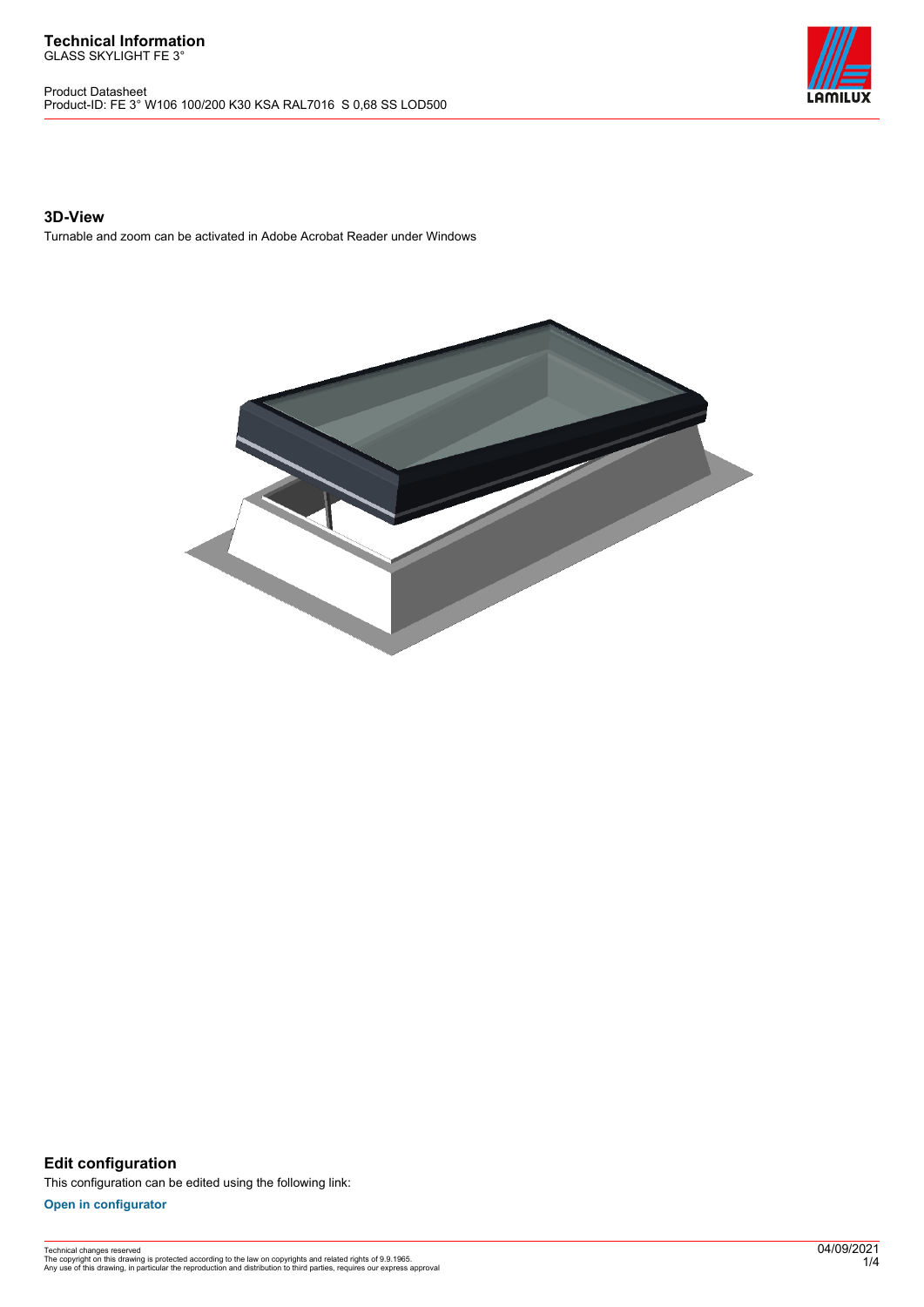# Technical Information

GLASS SKYLIGHT FE 3°

Product Datasheet
Product-ID: FE 3° W106 100/200 K30 KSA RAL7016 S 0,68 SS LOD500

## 3D-View

Turnable and zoom can be activated in Adobe Acrobat Reader under Windows

## Edit configuration

This configuration can be edited using the following link:

**Open in configurator**

Technical changes reserved
The copyright on this drawing is protected according to the law on copyrights and related rights of 9.9.1965.
Any use of this drawing, in particular the reproduction and distribution to third parties, requires our express approval

04/09/2021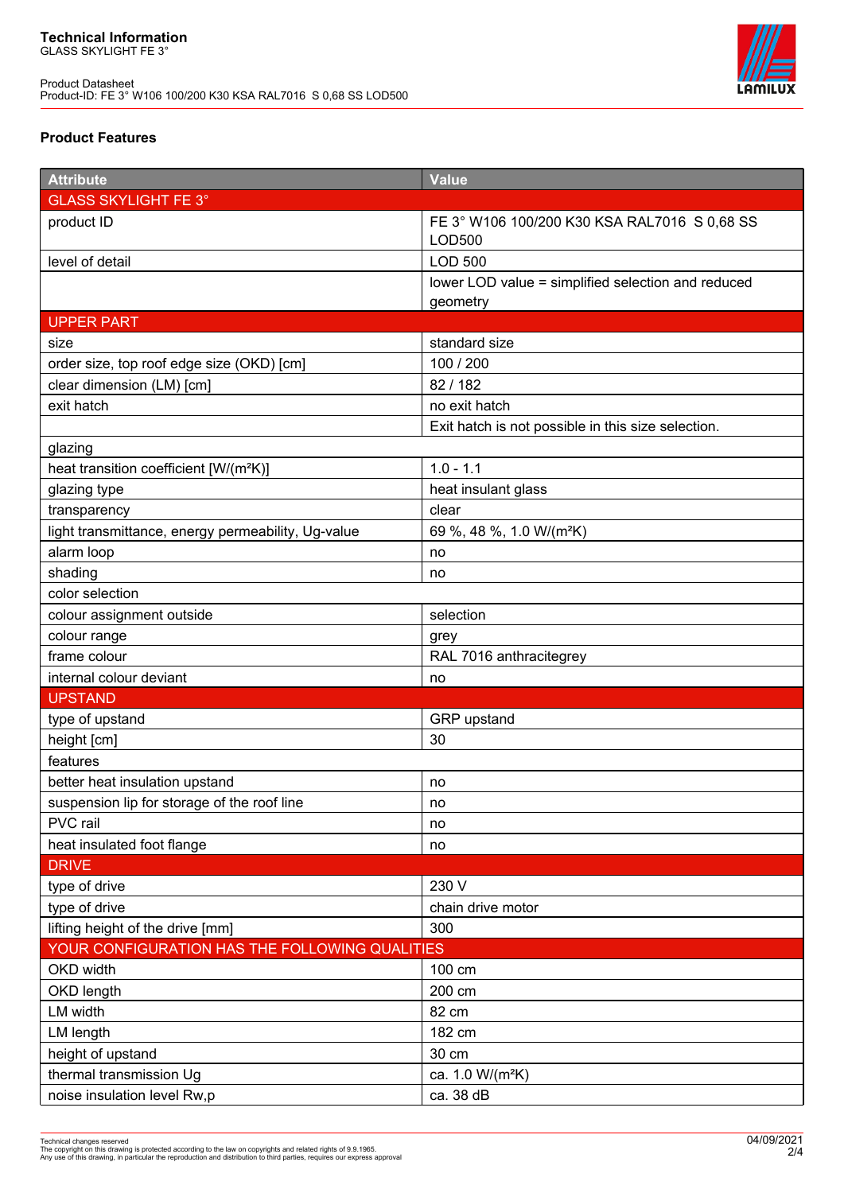# Technical Information

GLASS SKYLIGHT FE 3°

Product Datasheet
Product-ID: FE 3° W106 100/200 K30 KSA RAL7016 S 0,68 SS LOD500

## Product Features

| Attribute | Value |
|---|---|
| GLASS SKYLIGHT FE 3° | |
| product ID | FE 3° W106 100/200 K30 KSA RAL7016 S 0,68 SS LOD500 |
| level of detail | LOD 500 |
| | lower LOD value = simplified selection and reduced geometry |
| UPPER PART | |
| size | standard size |
| order size, top roof edge size (OKD) [cm] | 100 / 200 |
| clear dimension (LM) [cm] | 82 / 182 |
| exit hatch | no exit hatch |
| | Exit hatch is not possible in this size selection. |
| glazing | |
| heat transition coefficient [W/(m²K)] | 1.0 - 1.1 |
| glazing type | heat insulant glass |
| transparency | clear |
| light transmittance, energy permeability, Ug-value | 69 %, 48 %, 1.0 W/(m²K) |
| alarm loop | no |
| shading | no |
| color selection | |
| colour assignment outside | selection |
| colour range | grey |
| frame colour | RAL 7016 anthracitegrey |
| internal colour deviant | no |
| UPSTAND | |
| type of upstand | GRP upstand |
| height [cm] | 30 |
| features | |
| better heat insulation upstand | no |
| suspension lip for storage of the roof line | no |
| PVC rail | no |
| heat insulated foot flange | no |
| DRIVE | |
| type of drive | 230 V |
| type of drive | chain drive motor |
| lifting height of the drive [mm] | 300 |
| YOUR CONFIGURATION HAS THE FOLLOWING QUALITIES | |
| OKD width | 100 cm |
| OKD length | 200 cm |
| LM width | 82 cm |
| LM length | 182 cm |
| height of upstand | 30 cm |
| thermal transmission Ug | ca. 1.0 W/(m²K) |
| noise insulation level Rw,p | ca. 38 dB |

Technical changes reserved
The copyright on this drawing is protected according to the law on copyrights and related rights of 9.9.1965.
Any use of this drawing, in particular the reproduction and distribution to third parties, requires our express approval

04/09/2021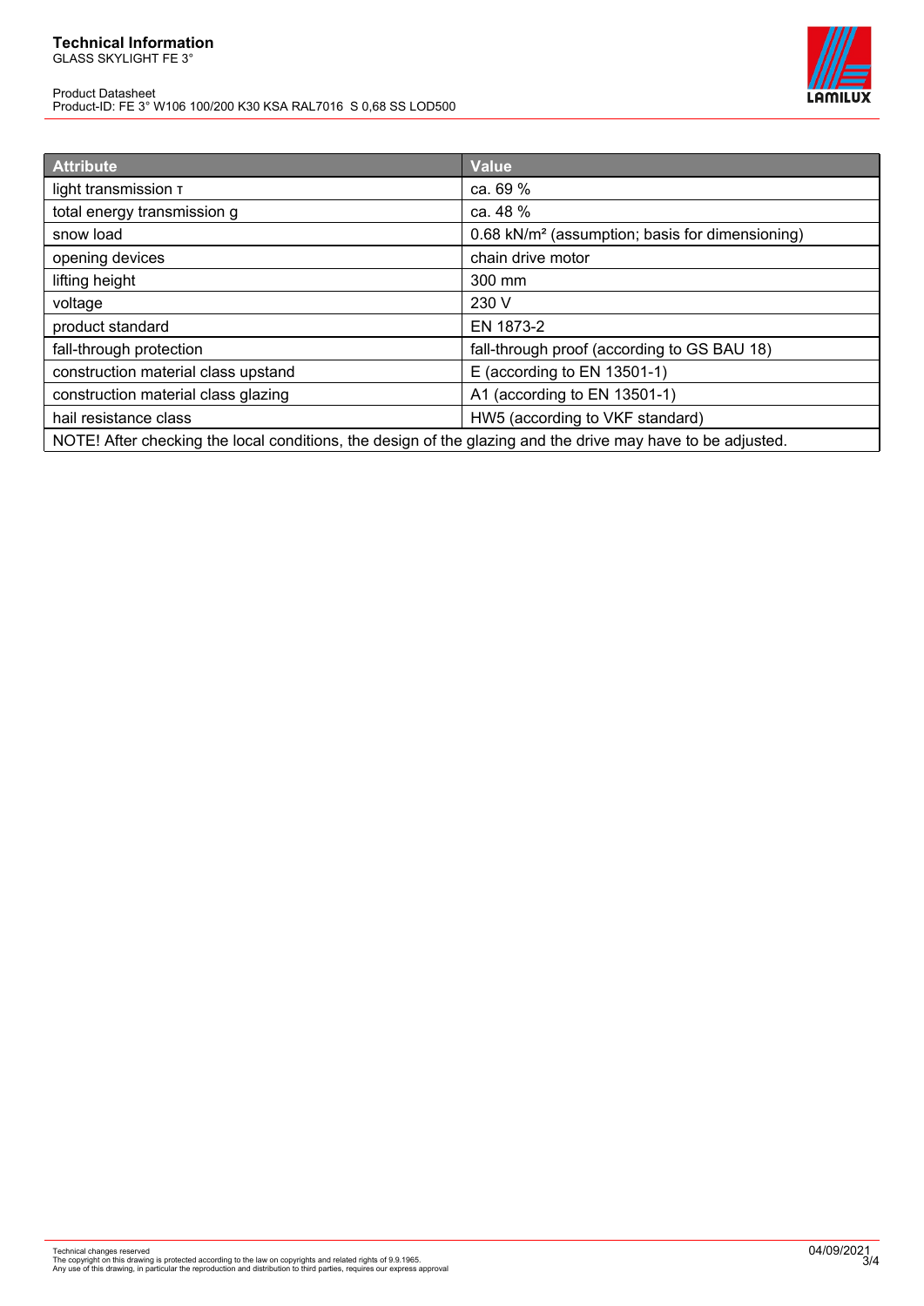# Technical Information

GLASS SKYLIGHT FE 3°

Product Datasheet
Product-ID: FE 3° W106 100/200 K30 KSA RAL7016 S 0,68 SS LOD500

| Attribute | Value |
|---|---|
| light transmission τ | ca. 69 % |
| total energy transmission g | ca. 48 % |
| snow load | 0.68 kN/m² (assumption; basis for dimensioning) |
| opening devices | chain drive motor |
| lifting height | 300 mm |
| voltage | 230 V |
| product standard | EN 1873-2 |
| fall-through protection | fall-through proof (according to GS BAU 18) |
| construction material class upstand | E (according to EN 13501-1) |
| construction material class glazing | A1 (according to EN 13501-1) |
| hail resistance class | HW5 (according to VKF standard) |
| NOTE! After checking the local conditions, the design of the glazing and the drive may have to be adjusted. | |

Technical changes reserved
The copyright on this drawing is protected according to the law on copyrights and related rights of 9.9.1965.
Any use of this drawing, in particular the reproduction and distribution to third parties, requires our express approval

04/09/2021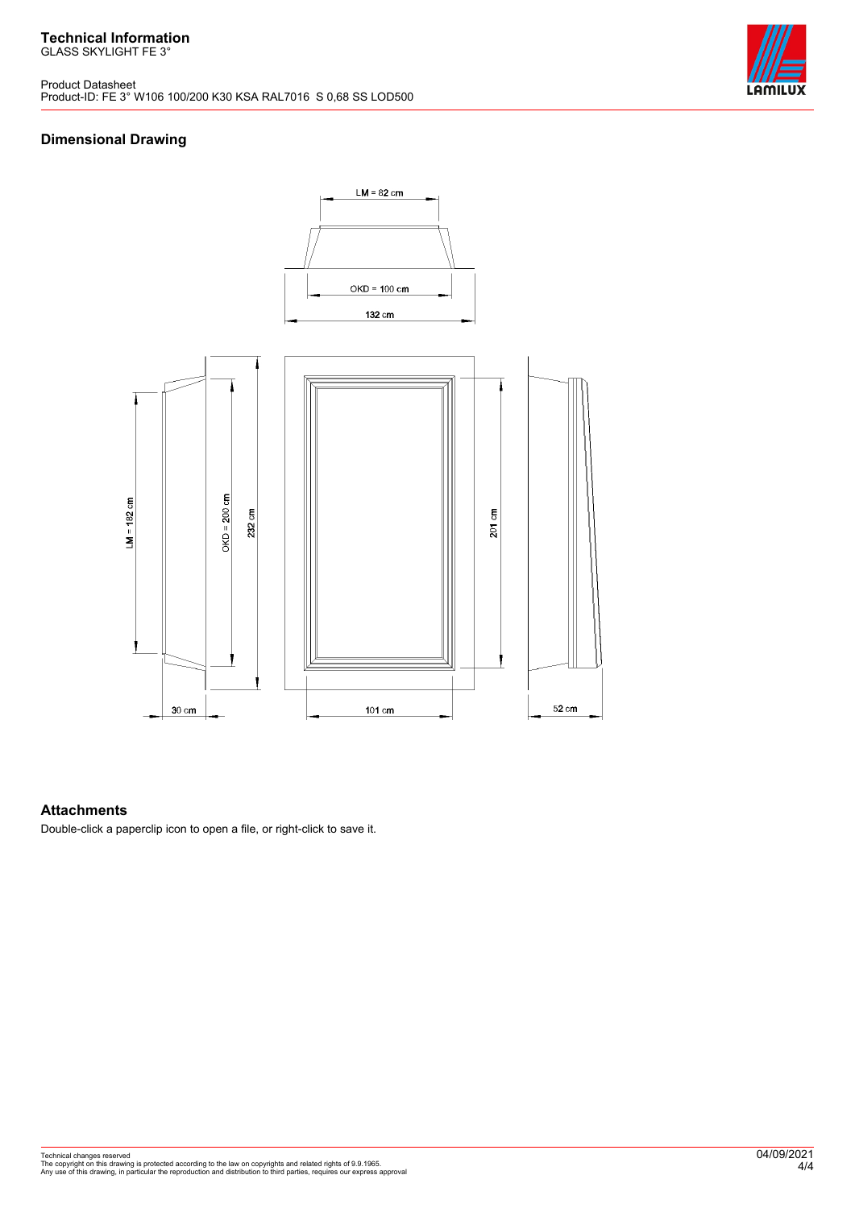## Dimensional Drawing

LM = 82 cm

OKD = 100 cm

132 cm

LM = 182 cm

OKD = 200 cm

232 cm

201 cm

30 cm

101 cm

52 cm

## Attachments

Double-click a paperclip icon to open a file, or right-click to save it.

Technical changes reserved
The copyright on this drawing is protected according to the law on copyrights and related rights of 9.9.1965.
Any use of this drawing, in particular the reproduction and distribution to third parties, requires our express approval

04/09/2021